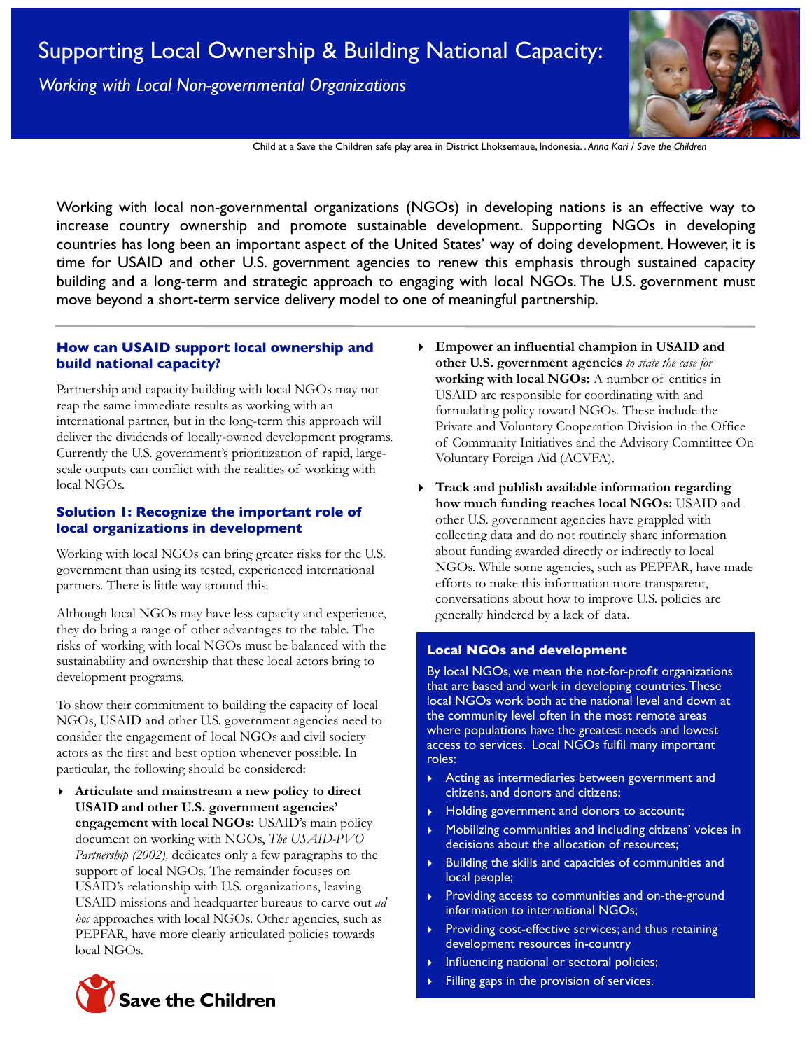# Supporting Local Ownership & Building National Capacity:

*Working with Local Non-governmental Organizations*

Child at a Save the Children safe play area in District Lhoksemaue, Indonesia. . *Anna Kari / Save the Children*

Working with local non-governmental organizations (NGOs) in developing nations is an effective way to increase country ownership and promote sustainable development. Supporting NGOs in developing countries has long been an important aspect of the United States' way of doing development. However, it is time for USAID and other U.S. government agencies to renew this emphasis through sustained capacity building and a long-term and strategic approach to engaging with local NGOs. The U.S. government must move beyond a short-term service delivery model to one of meaningful partnership.

### How can USAID support local ownership and build national capacity?

Partnership and capacity building with local NGOs may not reap the same immediate results as working with an international partner, but in the long-term this approach will deliver the dividends of locally-owned development programs. Currently the U.S. government's prioritization of rapid, large-scale outputs can conflict with the realities of working with local NGOs.

### Solution 1: Recognize the important role of local organizations in development

Working with local NGOs can bring greater risks for the U.S. government than using its tested, experienced international partners. There is little way around this.

Although local NGOs may have less capacity and experience, they do bring a range of other advantages to the table. The risks of working with local NGOs must be balanced with the sustainability and ownership that these local actors bring to development programs.

To show their commitment to building the capacity of local NGOs, USAID and other U.S. government agencies need to consider the engagement of local NGOs and civil society actors as the first and best option whenever possible. In particular, the following should be considered:

- **Articulate and mainstream a new policy to direct USAID and other U.S. government agencies' engagement with local NGOs:** USAID's main policy document on working with NGOs, *The USAID-PVO Partnership (2002),* dedicates only a few paragraphs to the support of local NGOs. The remainder focuses on USAID's relationship with U.S. organizations, leaving USAID missions and headquarter bureaus to carve out *ad hoc* approaches with local NGOs. Other agencies, such as PEPFAR, have more clearly articulated policies towards local NGOs.
- **Empower an influential champion in USAID and other U.S. government agencies** *to state the case for* **working with local NGOs:** A number of entities in USAID are responsible for coordinating with and formulating policy toward NGOs. These include the Private and Voluntary Cooperation Division in the Office of Community Initiatives and the Advisory Committee On Voluntary Foreign Aid (ACVFA).
- **Track and publish available information regarding how much funding reaches local NGOs:** USAID and other U.S. government agencies have grappled with collecting data and do not routinely share information about funding awarded directly or indirectly to local NGOs. While some agencies, such as PEPFAR, have made efforts to make this information more transparent, conversations about how to improve U.S. policies are generally hindered by a lack of data.

### Local NGOs and development

By local NGOs, we mean the not-for-profit organizations that are based and work in developing countries. These local NGOs work both at the national level and down at the community level often in the most remote areas where populations have the greatest needs and lowest access to services. Local NGOs fulfil many important roles:

- Acting as intermediaries between government and citizens, and donors and citizens;
- Holding government and donors to account;
- Mobilizing communities and including citizens' voices in decisions about the allocation of resources;
- Building the skills and capacities of communities and local people;
- Providing access to communities and on-the-ground information to international NGOs;
- Providing cost-effective services; and thus retaining development resources in-country
- Influencing national or sectoral policies;
- Filling gaps in the provision of services.

Save the Children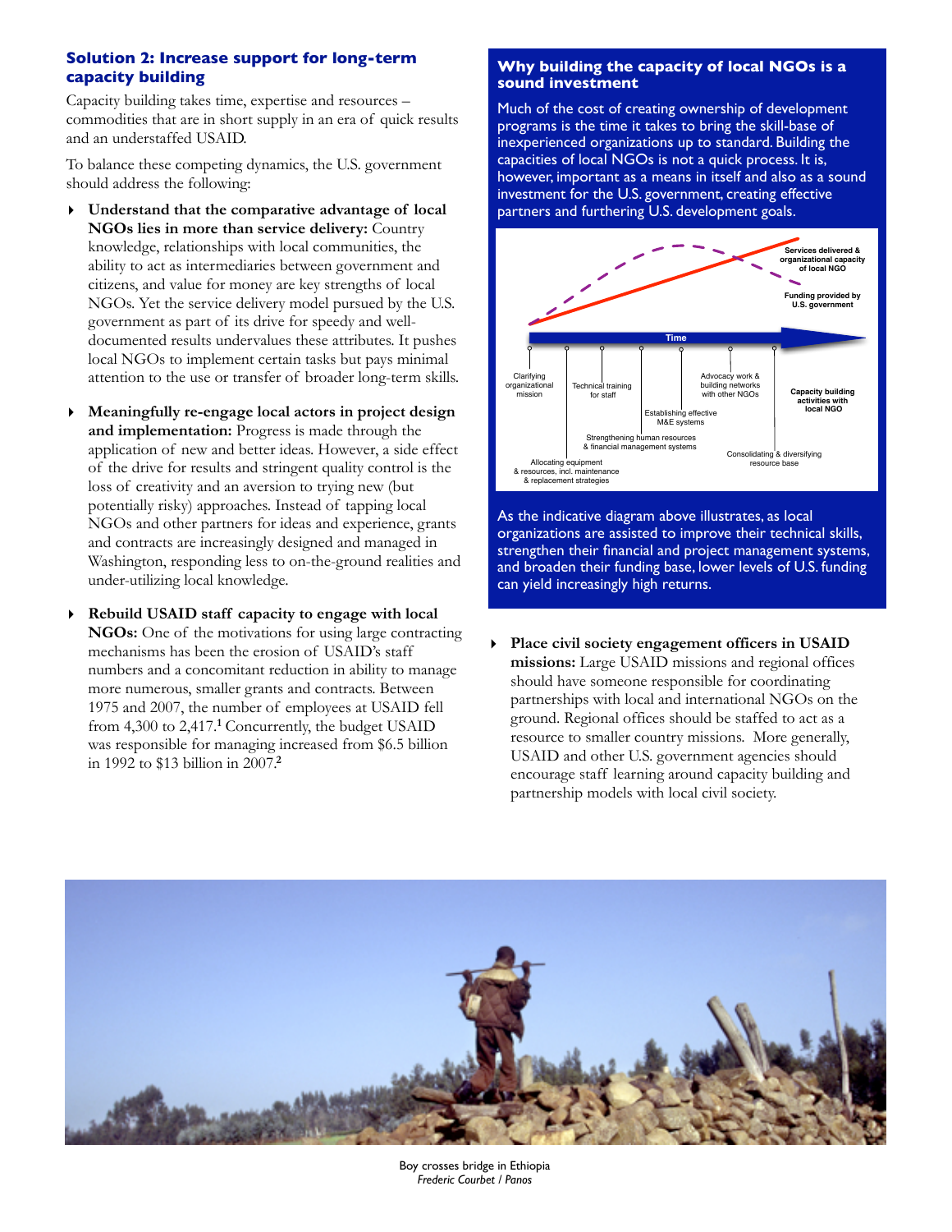## Solution 2: Increase support for long-term capacity building

Capacity building takes time, expertise and resources – commodities that are in short supply in an era of quick results and an understaffed USAID.

To balance these competing dynamics, the U.S. government should address the following:

- **Understand that the comparative advantage of local NGOs lies in more than service delivery:** Country knowledge, relationships with local communities, the ability to act as intermediaries between government and citizens, and value for money are key strengths of local NGOs. Yet the service delivery model pursued by the U.S. government as part of its drive for speedy and well-documented results undervalues these attributes. It pushes local NGOs to implement certain tasks but pays minimal attention to the use or transfer of broader long-term skills.

- **Meaningfully re-engage local actors in project design and implementation:** Progress is made through the application of new and better ideas. However, a side effect of the drive for results and stringent quality control is the loss of creativity and an aversion to trying new (but potentially risky) approaches. Instead of tapping local NGOs and other partners for ideas and experience, grants and contracts are increasingly designed and managed in Washington, responding less to on-the-ground realities and under-utilizing local knowledge.

- **Rebuild USAID staff capacity to engage with local NGOs:** One of the motivations for using large contracting mechanisms has been the erosion of USAID's staff numbers and a concomitant reduction in ability to manage more numerous, smaller grants and contracts. Between 1975 and 2007, the number of employees at USAID fell from 4,300 to 2,417.[1] Concurrently, the budget USAID was responsible for managing increased from $6.5 billion in 1992 to $13 billion in 2007.[2]

### Why building the capacity of local NGOs is a sound investment

Much of the cost of creating ownership of development programs is the time it takes to bring the skill-base of inexperienced organizations up to standard. Building the capacities of local NGOs is not a quick process. It is, however, important as a means in itself and also as a sound investment for the U.S. government, creating effective partners and furthering U.S. development goals.

Services delivered & organizational capacity of local NGO

Funding provided by U.S. government

Time

Capacity building activities with local NGO: Clarifying organizational mission; Allocating equipment & resources, incl. maintenance & replacement strategies; Technical training for staff; Strengthening human resources & financial management systems; Establishing effective M&E systems; Advocacy work & building networks with other NGOs; Consolidating & diversifying resource base

As the indicative diagram above illustrates, as local organizations are assisted to improve their technical skills, strengthen their financial and project management systems, and broaden their funding base, lower levels of U.S. funding can yield increasingly high returns.

- **Place civil society engagement officers in USAID missions:** Large USAID missions and regional offices should have someone responsible for coordinating partnerships with local and international NGOs on the ground. Regional offices should be staffed to act as a resource to smaller country missions. More generally, USAID and other U.S. government agencies should encourage staff learning around capacity building and partnership models with local civil society.

Boy crosses bridge in Ethiopia
*Frederic Courbet / Panos*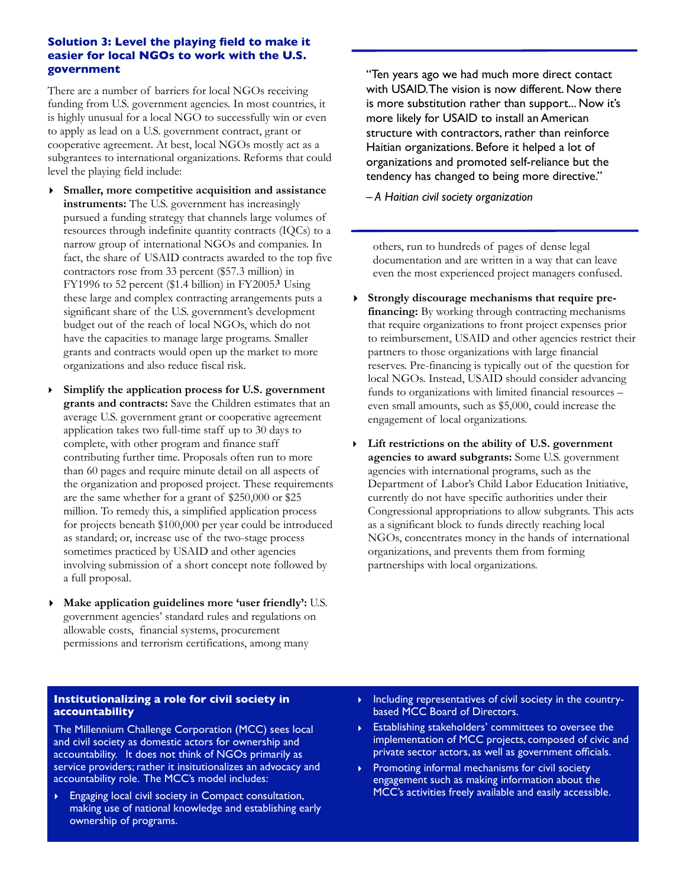### Solution 3: Level the playing field to make it easier for local NGOs to work with the U.S. government

There are a number of barriers for local NGOs receiving funding from U.S. government agencies. In most countries, it is highly unusual for a local NGO to successfully win or even to apply as lead on a U.S. government contract, grant or cooperative agreement. At best, local NGOs mostly act as a subgrantees to international organizations. Reforms that could level the playing field include:

- **Smaller, more competitive acquisition and assistance instruments:** The U.S. government has increasingly pursued a funding strategy that channels large volumes of resources through indefinite quantity contracts (IQCs) to a narrow group of international NGOs and companies. In fact, the share of USAID contracts awarded to the top five contractors rose from 33 percent ($57.3 million) in FY1996 to 52 percent ($1.4 billion) in FY2005.[3] Using these large and complex contracting arrangements puts a significant share of the U.S. government's development budget out of the reach of local NGOs, which do not have the capacities to manage large programs. Smaller grants and contracts would open up the market to more organizations and also reduce fiscal risk.
- **Simplify the application process for U.S. government grants and contracts:** Save the Children estimates that an average U.S. government grant or cooperative agreement application takes two full-time staff up to 30 days to complete, with other program and finance staff contributing further time. Proposals often run to more than 60 pages and require minute detail on all aspects of the organization and proposed project. These requirements are the same whether for a grant of $250,000 or $25 million. To remedy this, a simplified application process for projects beneath $100,000 per year could be introduced as standard; or, increase use of the two-stage process sometimes practiced by USAID and other agencies involving submission of a short concept note followed by a full proposal.
- **Make application guidelines more 'user friendly':** U.S. government agencies' standard rules and regulations on allowable costs, financial systems, procurement permissions and terrorism certifications, among many others, run to hundreds of pages of dense legal documentation and are written in a way that can leave even the most experienced project managers confused.
- **Strongly discourage mechanisms that require pre-financing:** By working through contracting mechanisms that require organizations to front project expenses prior to reimbursement, USAID and other agencies restrict their partners to those organizations with large financial reserves. Pre-financing is typically out of the question for local NGOs. Instead, USAID should consider advancing funds to organizations with limited financial resources – even small amounts, such as $5,000, could increase the engagement of local organizations.
- **Lift restrictions on the ability of U.S. government agencies to award subgrants:** Some U.S. government agencies with international programs, such as the Department of Labor's Child Labor Education Initiative, currently do not have specific authorities under their Congressional appropriations to allow subgrants. This acts as a significant block to funds directly reaching local NGOs, concentrates money in the hands of international organizations, and prevents them from forming partnerships with local organizations.

> "Ten years ago we had much more direct contact with USAID. The vision is now different. Now there is more substitution rather than support... Now it's more likely for USAID to install an American structure with contractors, rather than reinforce Haitian organizations. Before it helped a lot of organizations and promoted self-reliance but the tendency has changed to being more directive."
>
> *– A Haitian civil society organization*

**Institutionalizing a role for civil society in accountability**

The Millennium Challenge Corporation (MCC) sees local and civil society as domestic actors for ownership and accountability. It does not think of NGOs primarily as service providers; rather it insitutionalizes an advocacy and accountability role. The MCC's model includes:

- Engaging local civil society in Compact consultation, making use of national knowledge and establishing early ownership of programs.
- Including representatives of civil society in the country-based MCC Board of Directors.
- Establishing stakeholders' committees to oversee the implementation of MCC projects, composed of civic and private sector actors, as well as government officials.
- Promoting informal mechanisms for civil society engagement such as making information about the MCC's activities freely available and easily accessible.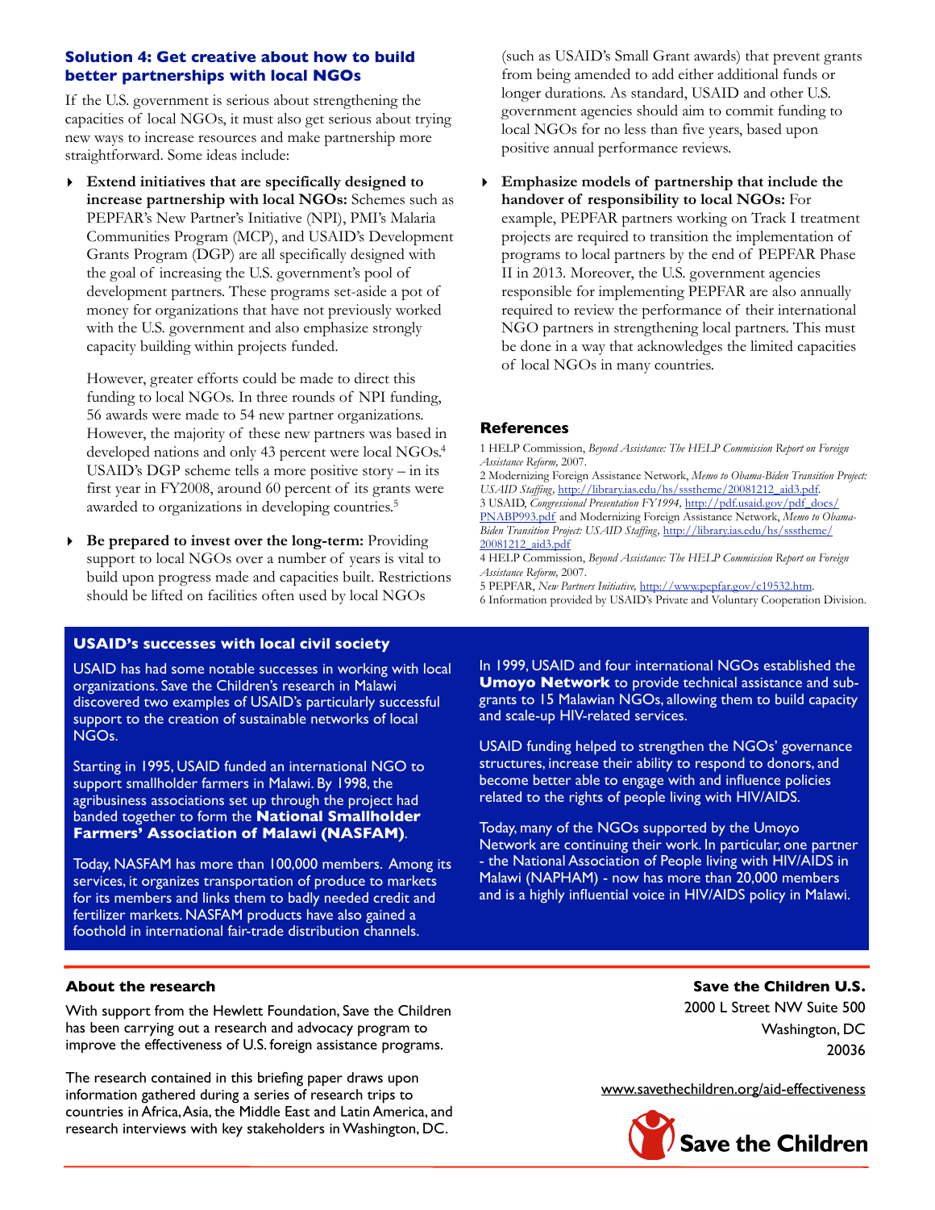### Solution 4: Get creative about how to build better partnerships with local NGOs

If the U.S. government is serious about strengthening the capacities of local NGOs, it must also get serious about trying new ways to increase resources and make partnership more straightforward. Some ideas include:

- **Extend initiatives that are specifically designed to increase partnership with local NGOs:** Schemes such as PEPFAR's New Partner's Initiative (NPI), PMI's Malaria Communities Program (MCP), and USAID's Development Grants Program (DGP) are all specifically designed with the goal of increasing the U.S. government's pool of development partners. These programs set-aside a pot of money for organizations that have not previously worked with the U.S. government and also emphasize strongly capacity building within projects funded.

  However, greater efforts could be made to direct this funding to local NGOs. In three rounds of NPI funding, 56 awards were made to 54 new partner organizations. However, the majority of these new partners was based in developed nations and only 43 percent were local NGOs.[4] USAID's DGP scheme tells a more positive story – in its first year in FY2008, around 60 percent of its grants were awarded to organizations in developing countries.[5]

- **Be prepared to invest over the long-term:** Providing support to local NGOs over a number of years is vital to build upon progress made and capacities built. Restrictions should be lifted on facilities often used by local NGOs (such as USAID's Small Grant awards) that prevent grants from being amended to add either additional funds or longer durations. As standard, USAID and other U.S. government agencies should aim to commit funding to local NGOs for no less than five years, based upon positive annual performance reviews.

- **Emphasize models of partnership that include the handover of responsibility to local NGOs:** For example, PEPFAR partners working on Track I treatment projects are required to transition the implementation of programs to local partners by the end of PEPFAR Phase II in 2013. Moreover, the U.S. government agencies responsible for implementing PEPFAR are also annually required to review the performance of their international NGO partners in strengthening local partners. This must be done in a way that acknowledges the limited capacities of local NGOs in many countries.

### References

1 HELP Commission, *Beyond Assistance: The HELP Commission Report on Foreign Assistance Reform,* 2007.
2 Modernizing Foreign Assistance Network, *Memo to Obama-Biden Transition Project: USAID Staffing,* http://library.ias.edu/hs/ssstheme/20081212_aid3.pdf.
3 USAID, *Congressional Presentation FY1994,* http://pdf.usaid.gov/pdf_docs/PNABP993.pdf and Modernizing Foreign Assistance Network, *Memo to Obama-Biden Transition Project: USAID Staffing,* http://library.ias.edu/hs/ssstheme/20081212_aid3.pdf
4 HELP Commission, *Beyond Assistance: The HELP Commission Report on Foreign Assistance Reform,* 2007.
5 PEPFAR, *New Partners Initiative,* http://www.pepfar.gov/c19532.htm.
6 Information provided by USAID's Private and Voluntary Cooperation Division.

### USAID's successes with local civil society

USAID has had some notable successes in working with local organizations. Save the Children's research in Malawi discovered two examples of USAID's particularly successful support to the creation of sustainable networks of local NGOs.

Starting in 1995, USAID funded an international NGO to support smallholder farmers in Malawi. By 1998, the agribusiness associations set up through the project had banded together to form the **National Smallholder Farmers' Association of Malawi (NASFAM)**.

Today, NASFAM has more than 100,000 members. Among its services, it organizes transportation of produce to markets for its members and links them to badly needed credit and fertilizer markets. NASFAM products have also gained a foothold in international fair-trade distribution channels.

In 1999, USAID and four international NGOs established the **Umoyo Network** to provide technical assistance and sub-grants to 15 Malawian NGOs, allowing them to build capacity and scale-up HIV-related services.

USAID funding helped to strengthen the NGOs' governance structures, increase their ability to respond to donors, and become better able to engage with and influence policies related to the rights of people living with HIV/AIDS.

Today, many of the NGOs supported by the Umoyo Network are continuing their work. In particular, one partner - the National Association of People living with HIV/AIDS in Malawi (NAPHAM) - now has more than 20,000 members and is a highly influential voice in HIV/AIDS policy in Malawi.

### About the research

With support from the Hewlett Foundation, Save the Children has been carrying out a research and advocacy program to improve the effectiveness of U.S. foreign assistance programs.

The research contained in this briefing paper draws upon information gathered during a series of research trips to countries in Africa, Asia, the Middle East and Latin America, and research interviews with key stakeholders in Washington, DC.

**Save the Children U.S.**
2000 L Street NW Suite 500
Washington, DC
20036

www.savethechildren.org/aid-effectiveness

Save the Children